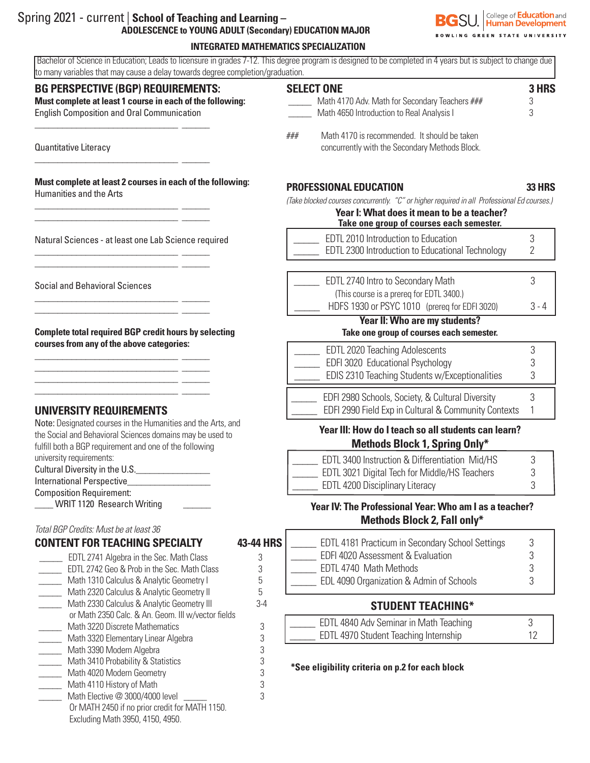# Spring 2021 - current | School of Teaching and Learning – ADOLESCENCE to YOUNG ADULT (Secondary) EDUCATION MAJOR

## INTEGRATED MATHEMATICS SPECIALIZATION

Bachelor of Science in Education; Leads to licensure in grades 7-12. This degree program is designed to be completed in 4 years but is subject to change due to many variables that may cause a delay towards degree completion/graduation.

## BG PERSPECTIVE (BGP) REQUIREMENTS:

**Must complete at least 1 course in each of the following:**

English Composition and Oral Communication

________________________________ ______

Quantitative Literacy

________________________________ ______

**Must complete at least 2 courses in each of the following:**

Humanities and the Arts

________________________________ ______
________________________________ ______

Natural Sciences - at least one Lab Science required

________________________________ ______
________________________________ ______

Social and Behavioral Sciences

________________________________ ______
________________________________ ______

**Complete total required BGP credit hours by selecting courses from any of the above categories:**

________________________________ ______
________________________________ ______
________________________________ ______
________________________________ ______

## UNIVERSITY REQUIREMENTS

Note: Designated courses in the Humanities and the Arts, and the Social and Behavioral Sciences domains may be used to fulfill both a BGP requirement and one of the following university requirements:

Cultural Diversity in the U.S.________________

International Perspective_________________

Composition Requirement:

____ WRIT 1120 Research Writing ______

*Total BGP Credits: Must be at least 36*

## CONTENT FOR TEACHING SPECIALTY — 43-44 HRS

| | Course | Hrs |
|---|---|---|
| _____ | EDTL 2741 Algebra in the Sec. Math Class | 3 |
| _____ | EDTL 2742 Geo & Prob in the Sec. Math Class | 3 |
| _____ | Math 1310 Calculus & Analytic Geometry I | 5 |
| _____ | Math 2320 Calculus & Analytic Geometry II | 5 |
| _____ | Math 2330 Calculus & Analytic Geometry III or Math 2350 Calc. & An. Geom. III w/vector fields | 3-4 |
| _____ | Math 3220 Discrete Mathematics | 3 |
| _____ | Math 3320 Elementary Linear Algebra | 3 |
| _____ | Math 3390 Modern Algebra | 3 |
| _____ | Math 3410 Probability & Statistics | 3 |
| _____ | Math 4020 Modern Geometry | 3 |
| _____ | Math 4110 History of Math | 3 |
| _____ | Math Elective @ 3000/4000 level _____ Or MATH 2450 if no prior credit for MATH 1150. Excluding Math 3950, 4150, 4950. | 3 |

## SELECT ONE — 3 HRS

| | Course | Hrs |
|---|---|---|
| _____ | Math 4170 Adv. Math for Secondary Teachers ### | 3 |
| _____ | Math 4650 Introduction to Real Analysis I | 3 |

### Math 4170 is recommended. It should be taken concurrently with the Secondary Methods Block.

## PROFESSIONAL EDUCATION — 33 HRS

*(Take blocked courses concurrently. "C" or higher required in all Professional Ed courses.)*

### Year I: What does it mean to be a teacher?
**Take one group of courses each semester.**

| | Course | Hrs |
|---|---|---|
| _____ | EDTL 2010 Introduction to Education | 3 |
| _____ | EDTL 2300 Introduction to Educational Technology | 2 |

| | Course | Hrs |
|---|---|---|
| _____ | EDTL 2740 Intro to Secondary Math (This course is a prereq for EDTL 3400.) | 3 |
| _____ | HDFS 1930 or PSYC 1010 (prereq for EDFI 3020) | 3 - 4 |

### Year II: Who are my students?
**Take one group of courses each semester.**

| | Course | Hrs |
|---|---|---|
| _____ | EDTL 2020 Teaching Adolescents | 3 |
| _____ | EDFI 3020 Educational Psychology | 3 |
| _____ | EDIS 2310 Teaching Students w/Exceptionalities | 3 |

| | Course | Hrs |
|---|---|---|
| _____ | EDFI 2980 Schools, Society, & Cultural Diversity | 3 |
| _____ | EDFI 2990 Field Exp in Cultural & Community Contexts | 1 |

### Year III: How do I teach so all students can learn?
**Methods Block 1, Spring Only***

| | Course | Hrs |
|---|---|---|
| _____ | EDTL 3400 Instruction & Differentiation Mid/HS | 3 |
| _____ | EDTL 3021 Digital Tech for Middle/HS Teachers | 3 |
| _____ | EDTL 4200 Disciplinary Literacy | 3 |

### Year IV: The Professional Year: Who am I as a teacher?
**Methods Block 2, Fall only***

| | Course | Hrs |
|---|---|---|
| _____ | EDTL 4181 Practicum in Secondary School Settings | 3 |
| _____ | EDFI 4020 Assessment & Evaluation | 3 |
| _____ | EDTL 4740 Math Methods | 3 |
| _____ | EDL 4090 Organization & Admin of Schools | 3 |

## STUDENT TEACHING*

| | Course | Hrs |
|---|---|---|
| _____ | EDTL 4840 Adv Seminar in Math Teaching | 3 |
| _____ | EDTL 4970 Student Teaching Internship | 12 |

**\*See eligibility criteria on p.2 for each block**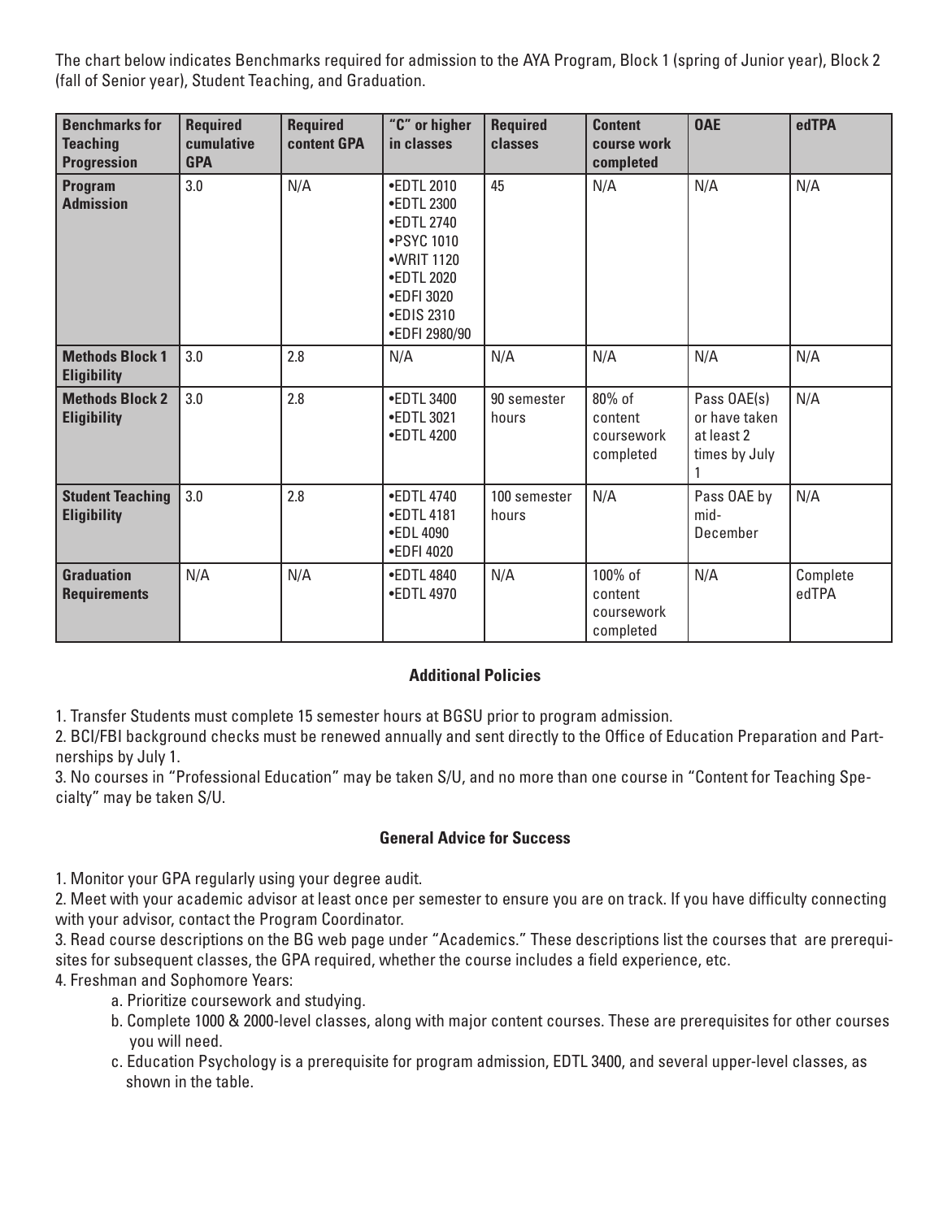The chart below indicates Benchmarks required for admission to the AYA Program, Block 1 (spring of Junior year), Block 2 (fall of Senior year), Student Teaching, and Graduation.

| Benchmarks for Teaching Progression | Required cumulative GPA | Required content GPA | "C" or higher in classes | Required classes | Content course work completed | OAE | edTPA |
|---|---|---|---|---|---|---|---|
| **Program Admission** | 3.0 | N/A | •EDTL 2010<br>•EDTL 2300<br>•EDTL 2740<br>•PSYC 1010<br>•WRIT 1120<br>•EDTL 2020<br>•EDFI 3020<br>•EDIS 2310<br>•EDFI 2980/90 | 45 | N/A | N/A | N/A |
| **Methods Block 1 Eligibility** | 3.0 | 2.8 | N/A | N/A | N/A | N/A | N/A |
| **Methods Block 2 Eligibility** | 3.0 | 2.8 | •EDTL 3400<br>•EDTL 3021<br>•EDTL 4200 | 90 semester hours | 80% of content coursework completed | Pass OAE(s) or have taken at least 2 times by July 1 | N/A |
| **Student Teaching Eligibility** | 3.0 | 2.8 | •EDTL 4740<br>•EDTL 4181<br>•EDL 4090<br>•EDFI 4020 | 100 semester hours | N/A | Pass OAE by mid-December | N/A |
| **Graduation Requirements** | N/A | N/A | •EDTL 4840<br>•EDTL 4970 | N/A | 100% of content coursework completed | N/A | Complete edTPA |

### Additional Policies

1. Transfer Students must complete 15 semester hours at BGSU prior to program admission.
2. BCI/FBI background checks must be renewed annually and sent directly to the Office of Education Preparation and Partnerships by July 1.
3. No courses in "Professional Education" may be taken S/U, and no more than one course in "Content for Teaching Specialty" may be taken S/U.

### General Advice for Success

1. Monitor your GPA regularly using your degree audit.
2. Meet with your academic advisor at least once per semester to ensure you are on track. If you have difficulty connecting with your advisor, contact the Program Coordinator.
3. Read course descriptions on the BG web page under "Academics." These descriptions list the courses that are prerequisites for subsequent classes, the GPA required, whether the course includes a field experience, etc.
4. Freshman and Sophomore Years:
   a. Prioritize coursework and studying.
   b. Complete 1000 & 2000-level classes, along with major content courses. These are prerequisites for other courses you will need.
   c. Education Psychology is a prerequisite for program admission, EDTL 3400, and several upper-level classes, as shown in the table.